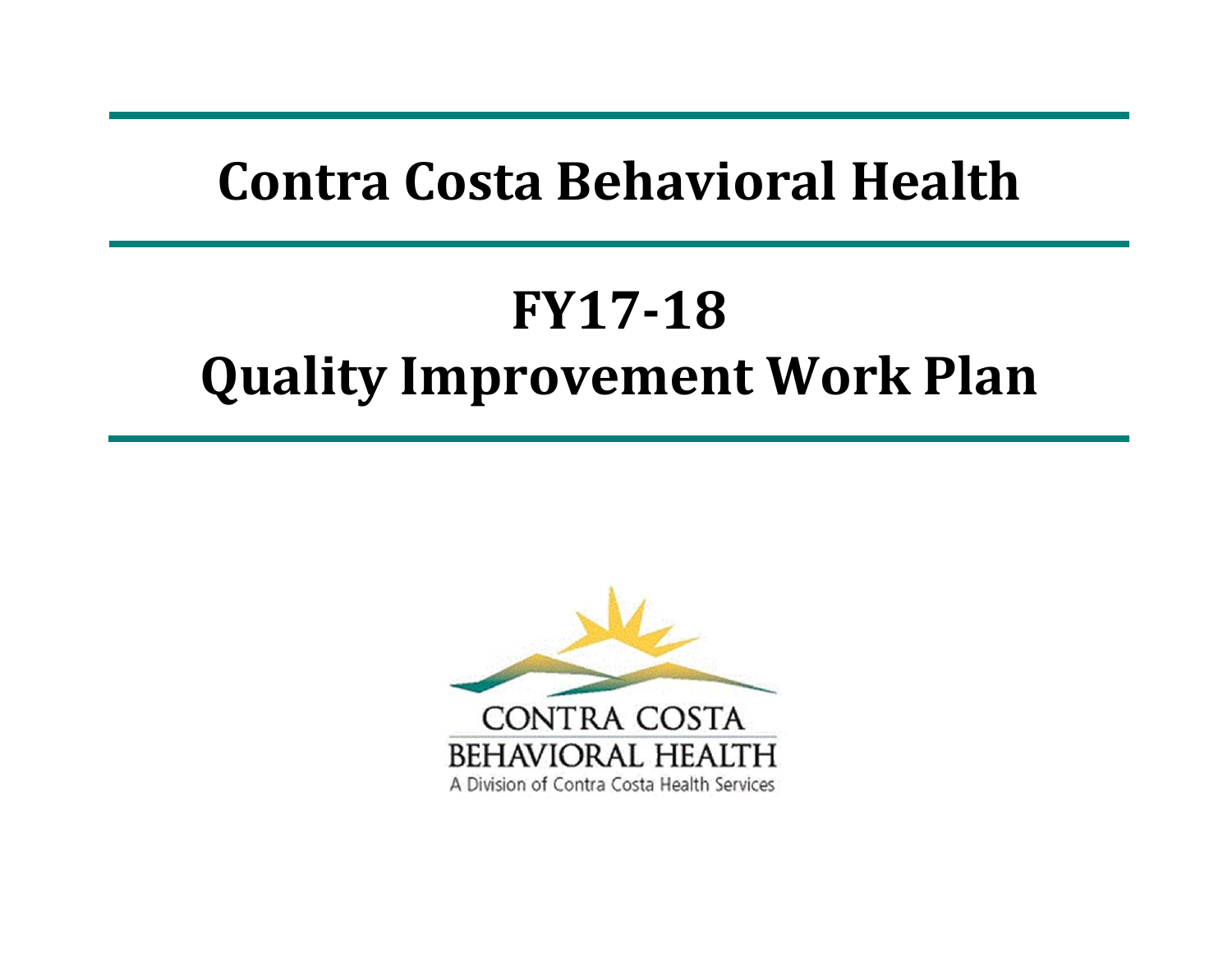# Contra Costa Behavioral Health

# FY17-18
# Quality Improvement Work Plan

CONTRA COSTA
BEHAVIORAL HEALTH
A Division of Contra Costa Health Services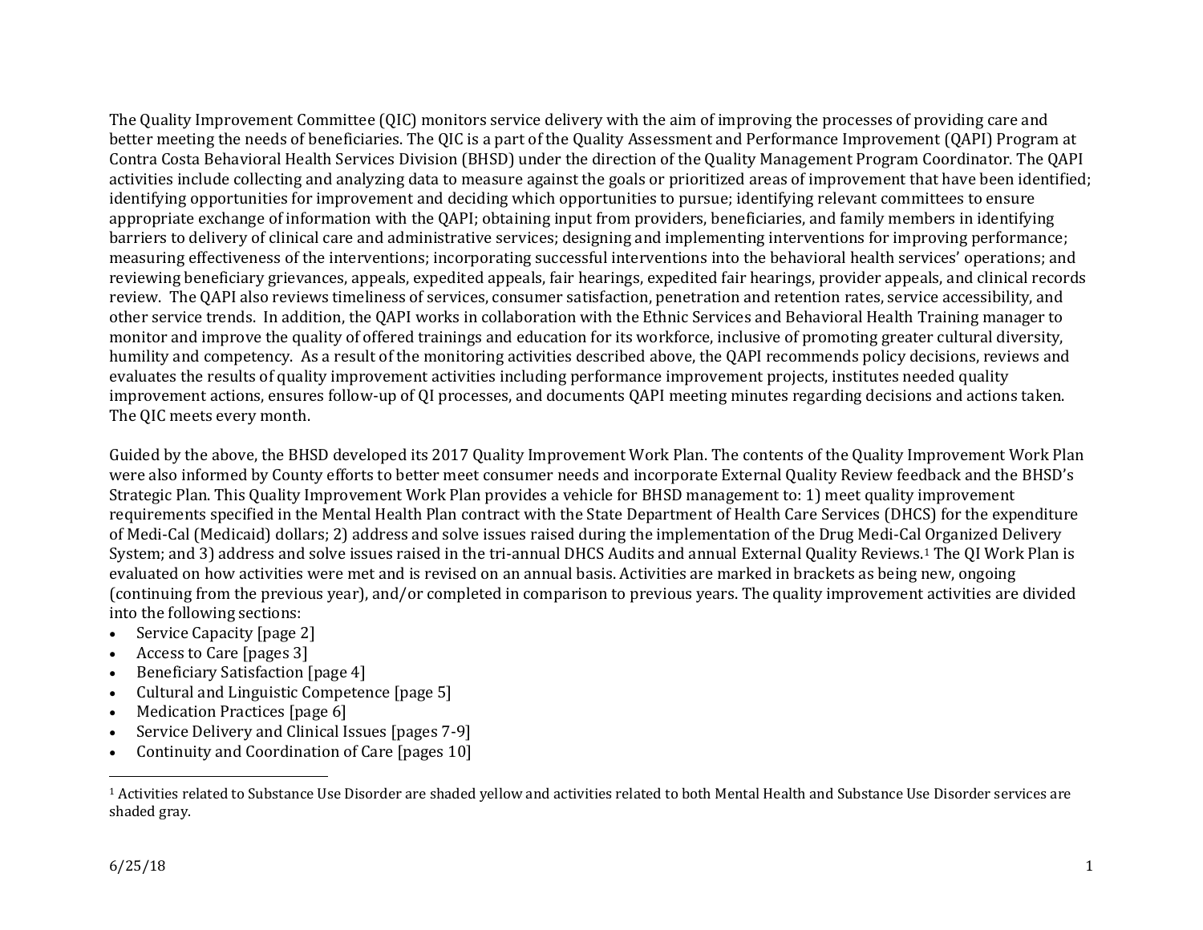The Quality Improvement Committee (QIC) monitors service delivery with the aim of improving the processes of providing care and better meeting the needs of beneficiaries. The QIC is a part of the Quality Assessment and Performance Improvement (QAPI) Program at Contra Costa Behavioral Health Services Division (BHSD) under the direction of the Quality Management Program Coordinator. The QAPI activities include collecting and analyzing data to measure against the goals or prioritized areas of improvement that have been identified; identifying opportunities for improvement and deciding which opportunities to pursue; identifying relevant committees to ensure appropriate exchange of information with the QAPI; obtaining input from providers, beneficiaries, and family members in identifying barriers to delivery of clinical care and administrative services; designing and implementing interventions for improving performance; measuring effectiveness of the interventions; incorporating successful interventions into the behavioral health services' operations; and reviewing beneficiary grievances, appeals, expedited appeals, fair hearings, expedited fair hearings, provider appeals, and clinical records review. The QAPI also reviews timeliness of services, consumer satisfaction, penetration and retention rates, service accessibility, and other service trends. In addition, the QAPI works in collaboration with the Ethnic Services and Behavioral Health Training manager to monitor and improve the quality of offered trainings and education for its workforce, inclusive of promoting greater cultural diversity, humility and competency. As a result of the monitoring activities described above, the QAPI recommends policy decisions, reviews and evaluates the results of quality improvement activities including performance improvement projects, institutes needed quality improvement actions, ensures follow-up of QI processes, and documents QAPI meeting minutes regarding decisions and actions taken. The QIC meets every month.

Guided by the above, the BHSD developed its 2017 Quality Improvement Work Plan. The contents of the Quality Improvement Work Plan were also informed by County efforts to better meet consumer needs and incorporate External Quality Review feedback and the BHSD's Strategic Plan. This Quality Improvement Work Plan provides a vehicle for BHSD management to: 1) meet quality improvement requirements specified in the Mental Health Plan contract with the State Department of Health Care Services (DHCS) for the expenditure of Medi-Cal (Medicaid) dollars; 2) address and solve issues raised during the implementation of the Drug Medi-Cal Organized Delivery System; and 3) address and solve issues raised in the tri-annual DHCS Audits and annual External Quality Reviews.[1] The QI Work Plan is evaluated on how activities were met and is revised on an annual basis. Activities are marked in brackets as being new, ongoing (continuing from the previous year), and/or completed in comparison to previous years. The quality improvement activities are divided into the following sections:

- Service Capacity [page 2]
- Access to Care [pages 3]
- Beneficiary Satisfaction [page 4]
- Cultural and Linguistic Competence [page 5]
- Medication Practices [page 6]
- Service Delivery and Clinical Issues [pages 7-9]
- Continuity and Coordination of Care [pages 10]

[1] Activities related to Substance Use Disorder are shaded yellow and activities related to both Mental Health and Substance Use Disorder services are shaded gray.

6/25/18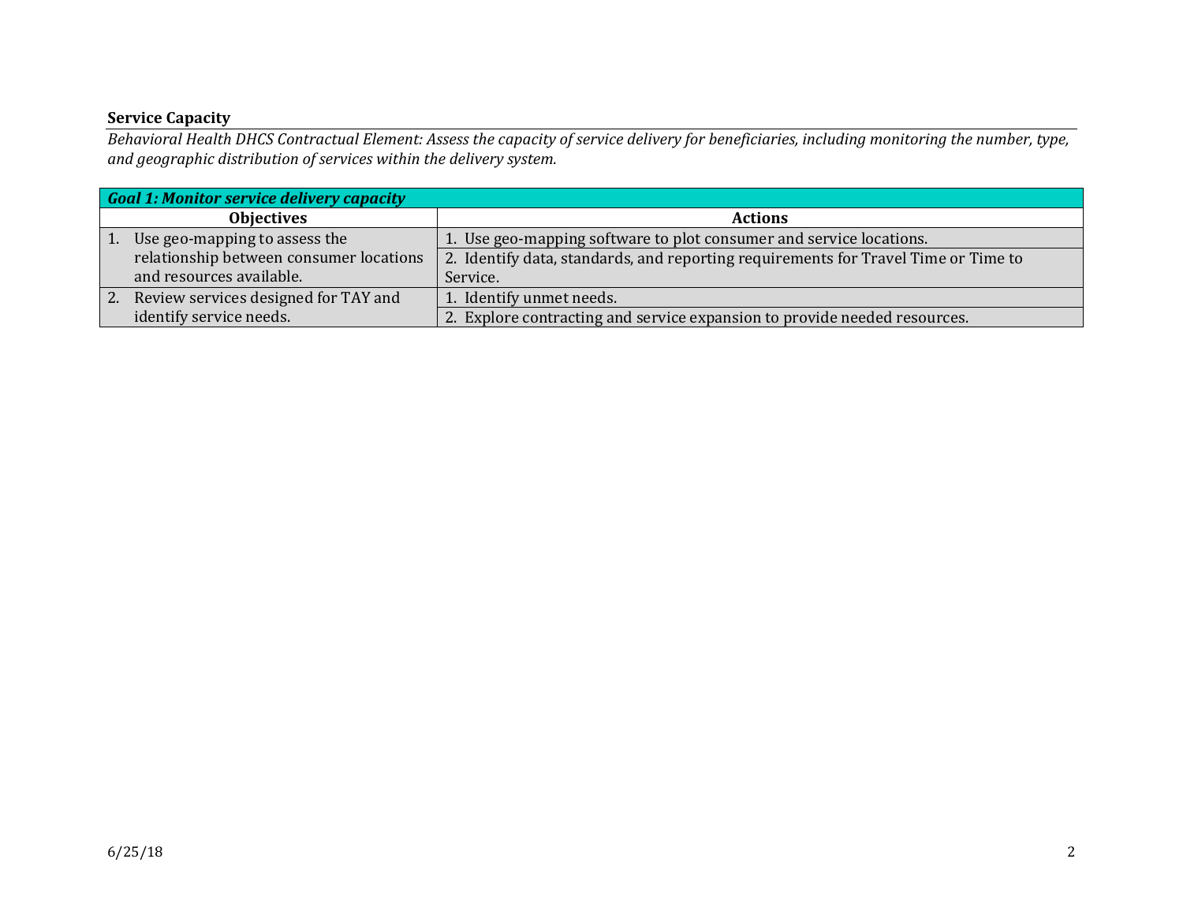**Service Capacity**

*Behavioral Health DHCS Contractual Element: Assess the capacity of service delivery for beneficiaries, including monitoring the number, type, and geographic distribution of services within the delivery system.*

| ***Goal 1: Monitor service delivery capacity*** | |
|---|---|
| **Objectives** | **Actions** |
| 1. Use geo-mapping to assess the relationship between consumer locations and resources available. | 1. Use geo-mapping software to plot consumer and service locations. |
| | 2. Identify data, standards, and reporting requirements for Travel Time or Time to Service. |
| 2. Review services designed for TAY and identify service needs. | 1. Identify unmet needs. |
| | 2. Explore contracting and service expansion to provide needed resources. |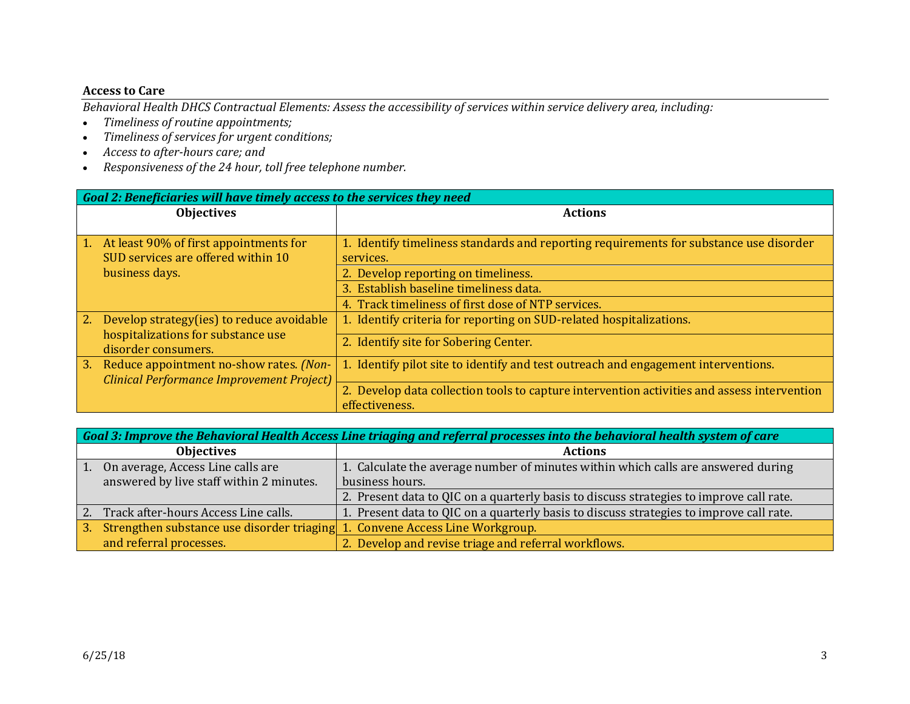**Access to Care**

*Behavioral Health DHCS Contractual Elements: Assess the accessibility of services within service delivery area, including:*

- *Timeliness of routine appointments;*
- *Timeliness of services for urgent conditions;*
- *Access to after-hours care; and*
- *Responsiveness of the 24 hour, toll free telephone number.*

| ***Goal 2: Beneficiaries will have timely access to the services they need*** | |
|---|---|
| **Objectives** | **Actions** |
| 1. At least 90% of first appointments for SUD services are offered within 10 business days. | 1. Identify timeliness standards and reporting requirements for substance use disorder services. |
| | 2. Develop reporting on timeliness. |
| | 3. Establish baseline timeliness data. |
| | 4. Track timeliness of first dose of NTP services. |
| 2. Develop strategy(ies) to reduce avoidable hospitalizations for substance use disorder consumers. | 1. Identify criteria for reporting on SUD-related hospitalizations. |
| | 2. Identify site for Sobering Center. |
| 3. Reduce appointment no-show rates. *(Non-Clinical Performance Improvement Project)* | 1. Identify pilot site to identify and test outreach and engagement interventions. |
| | 2. Develop data collection tools to capture intervention activities and assess intervention effectiveness. |

| ***Goal 3: Improve the Behavioral Health Access Line triaging and referral processes into the behavioral health system of care*** | |
|---|---|
| **Objectives** | **Actions** |
| 1. On average, Access Line calls are answered by live staff within 2 minutes. | 1. Calculate the average number of minutes within which calls are answered during business hours. |
| | 2. Present data to QIC on a quarterly basis to discuss strategies to improve call rate. |
| 2. Track after-hours Access Line calls. | 1. Present data to QIC on a quarterly basis to discuss strategies to improve call rate. |
| 3. Strengthen substance use disorder triaging and referral processes. | 1. Convene Access Line Workgroup. |
| | 2. Develop and revise triage and referral workflows. |

6/25/18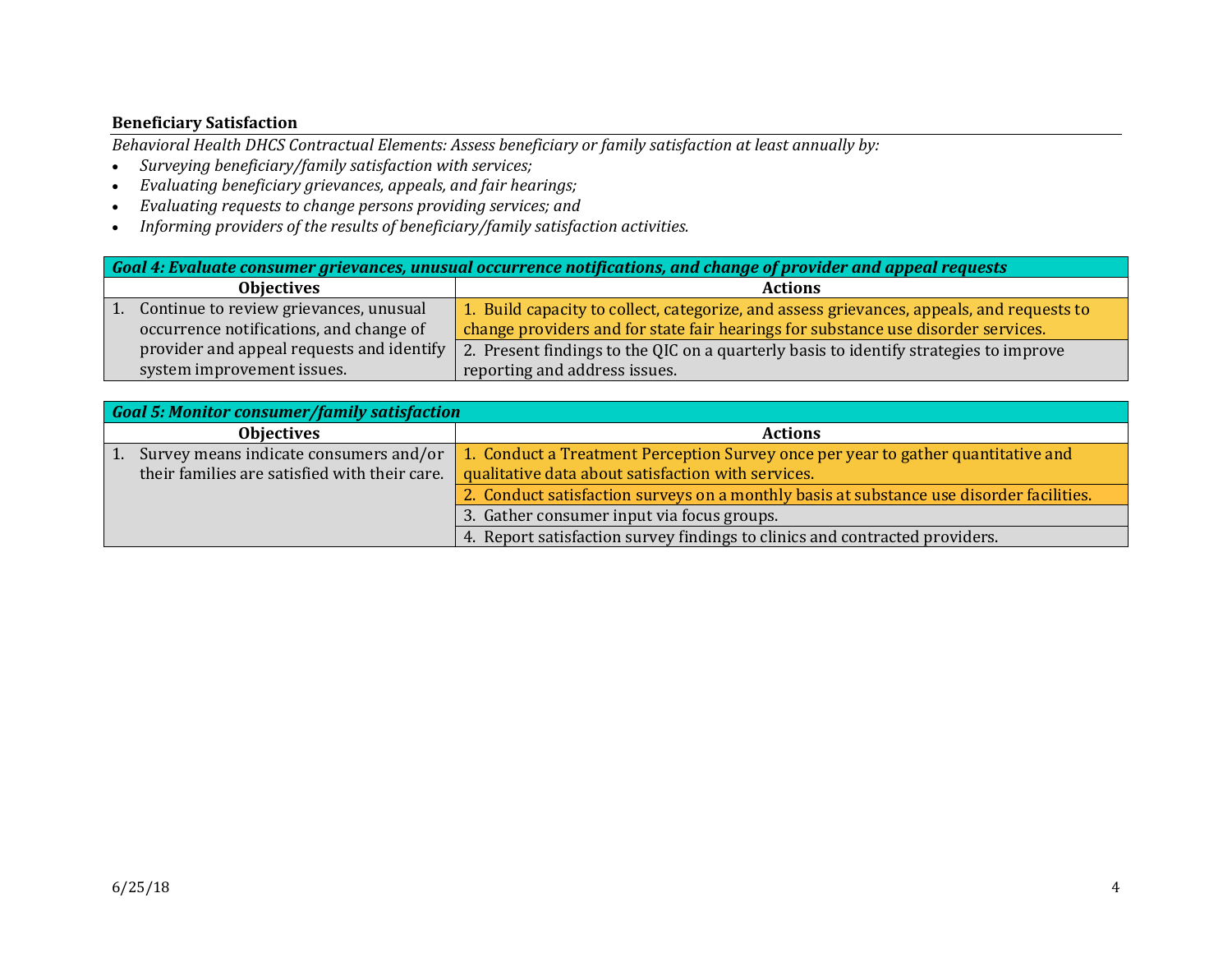**Beneficiary Satisfaction**

*Behavioral Health DHCS Contractual Elements: Assess beneficiary or family satisfaction at least annually by:*

- *Surveying beneficiary/family satisfaction with services;*
- *Evaluating beneficiary grievances, appeals, and fair hearings;*
- *Evaluating requests to change persons providing services; and*
- *Informing providers of the results of beneficiary/family satisfaction activities.*

| ***Goal 4: Evaluate consumer grievances, unusual occurrence notifications, and change of provider and appeal requests*** | |
|---|---|
| **Objectives** | **Actions** |
| 1. Continue to review grievances, unusual occurrence notifications, and change of provider and appeal requests and identify system improvement issues. | 1. Build capacity to collect, categorize, and assess grievances, appeals, and requests to change providers and for state fair hearings for substance use disorder services. |
| | 2. Present findings to the QIC on a quarterly basis to identify strategies to improve reporting and address issues. |

| ***Goal 5: Monitor consumer/family satisfaction*** | |
|---|---|
| **Objectives** | **Actions** |
| 1. Survey means indicate consumers and/or their families are satisfied with their care. | 1. Conduct a Treatment Perception Survey once per year to gather quantitative and qualitative data about satisfaction with services. |
| | 2. Conduct satisfaction surveys on a monthly basis at substance use disorder facilities. |
| | 3. Gather consumer input via focus groups. |
| | 4. Report satisfaction survey findings to clinics and contracted providers. |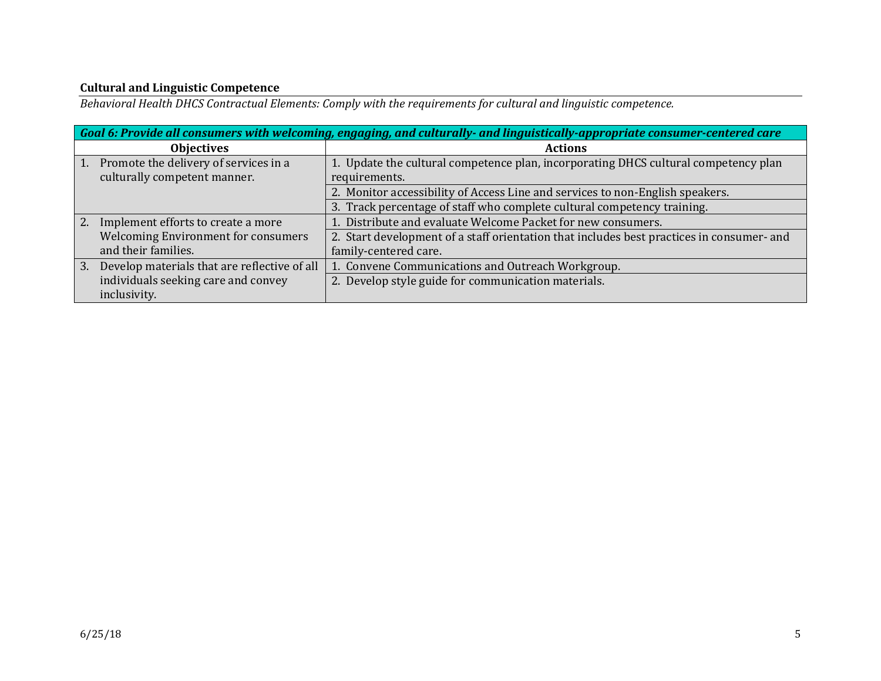**Cultural and Linguistic Competence**

*Behavioral Health DHCS Contractual Elements: Comply with the requirements for cultural and linguistic competence.*

| ***Goal 6: Provide all consumers with welcoming, engaging, and culturally- and linguistically-appropriate consumer-centered care*** | |
|---|---|
| **Objectives** | **Actions** |
| 1. Promote the delivery of services in a culturally competent manner. | 1. Update the cultural competence plan, incorporating DHCS cultural competency plan requirements. |
| | 2. Monitor accessibility of Access Line and services to non-English speakers. |
| | 3. Track percentage of staff who complete cultural competency training. |
| 2. Implement efforts to create a more Welcoming Environment for consumers and their families. | 1. Distribute and evaluate Welcome Packet for new consumers. |
| | 2. Start development of a staff orientation that includes best practices in consumer- and family-centered care. |
| 3. Develop materials that are reflective of all individuals seeking care and convey inclusivity. | 1. Convene Communications and Outreach Workgroup. |
| | 2. Develop style guide for communication materials. |

6/25/18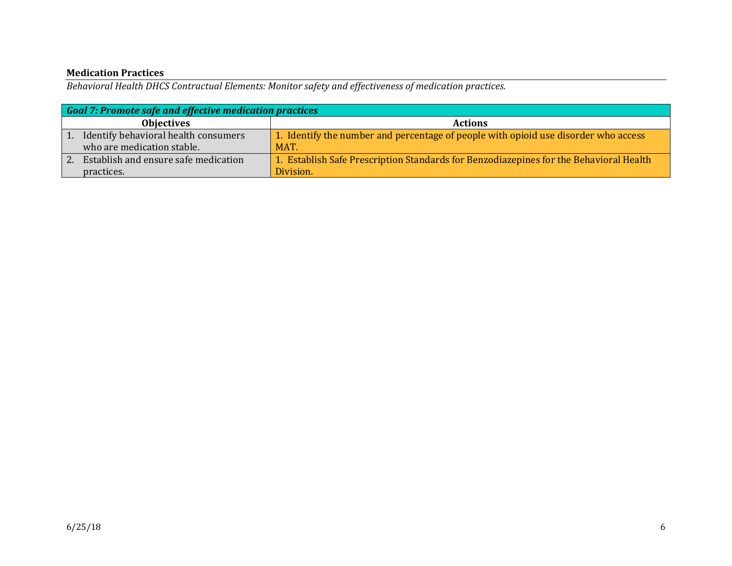## Medication Practices

*Behavioral Health DHCS Contractual Elements: Monitor safety and effectiveness of medication practices.*

| ***Goal 7: Promote safe and effective medication practices*** | |
|---|---|
| **Objectives** | **Actions** |
| 1. Identify behavioral health consumers who are medication stable. | 1. Identify the number and percentage of people with opioid use disorder who access MAT. |
| 2. Establish and ensure safe medication practices. | 1. Establish Safe Prescription Standards for Benzodiazepines for the Behavioral Health Division. |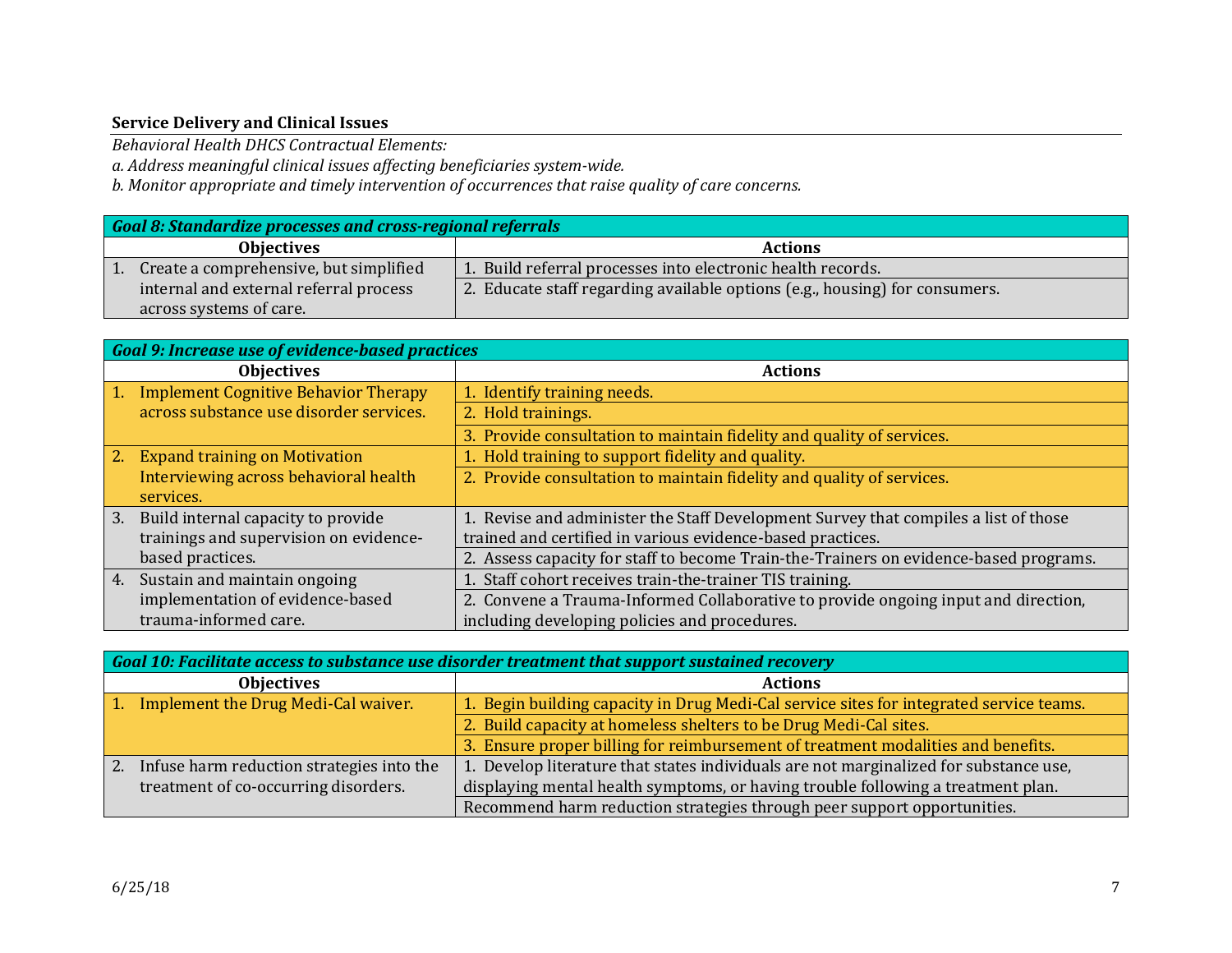## Service Delivery and Clinical Issues

*Behavioral Health DHCS Contractual Elements:*

*a. Address meaningful clinical issues affecting beneficiaries system-wide.*

*b. Monitor appropriate and timely intervention of occurrences that raise quality of care concerns.*

| ***Goal 8: Standardize processes and cross-regional referrals*** | |
|---|---|
| **Objectives** | **Actions** |
| 1. Create a comprehensive, but simplified internal and external referral process across systems of care. | 1. Build referral processes into electronic health records. |
| | 2. Educate staff regarding available options (e.g., housing) for consumers. |

| ***Goal 9: Increase use of evidence-based practices*** | |
|---|---|
| **Objectives** | **Actions** |
| 1. Implement Cognitive Behavior Therapy across substance use disorder services. | 1. Identify training needs. |
| | 2. Hold trainings. |
| | 3. Provide consultation to maintain fidelity and quality of services. |
| 2. Expand training on Motivation Interviewing across behavioral health services. | 1. Hold training to support fidelity and quality. |
| | 2. Provide consultation to maintain fidelity and quality of services. |
| 3. Build internal capacity to provide trainings and supervision on evidence-based practices. | 1. Revise and administer the Staff Development Survey that compiles a list of those trained and certified in various evidence-based practices. |
| | 2. Assess capacity for staff to become Train-the-Trainers on evidence-based programs. |
| 4. Sustain and maintain ongoing implementation of evidence-based trauma-informed care. | 1. Staff cohort receives train-the-trainer TIS training. |
| | 2. Convene a Trauma-Informed Collaborative to provide ongoing input and direction, including developing policies and procedures. |

| ***Goal 10: Facilitate access to substance use disorder treatment that support sustained recovery*** | |
|---|---|
| **Objectives** | **Actions** |
| 1. Implement the Drug Medi-Cal waiver. | 1. Begin building capacity in Drug Medi-Cal service sites for integrated service teams. |
| | 2. Build capacity at homeless shelters to be Drug Medi-Cal sites. |
| | 3. Ensure proper billing for reimbursement of treatment modalities and benefits. |
| 2. Infuse harm reduction strategies into the treatment of co-occurring disorders. | 1. Develop literature that states individuals are not marginalized for substance use, displaying mental health symptoms, or having trouble following a treatment plan. |
| | Recommend harm reduction strategies through peer support opportunities. |

6/25/18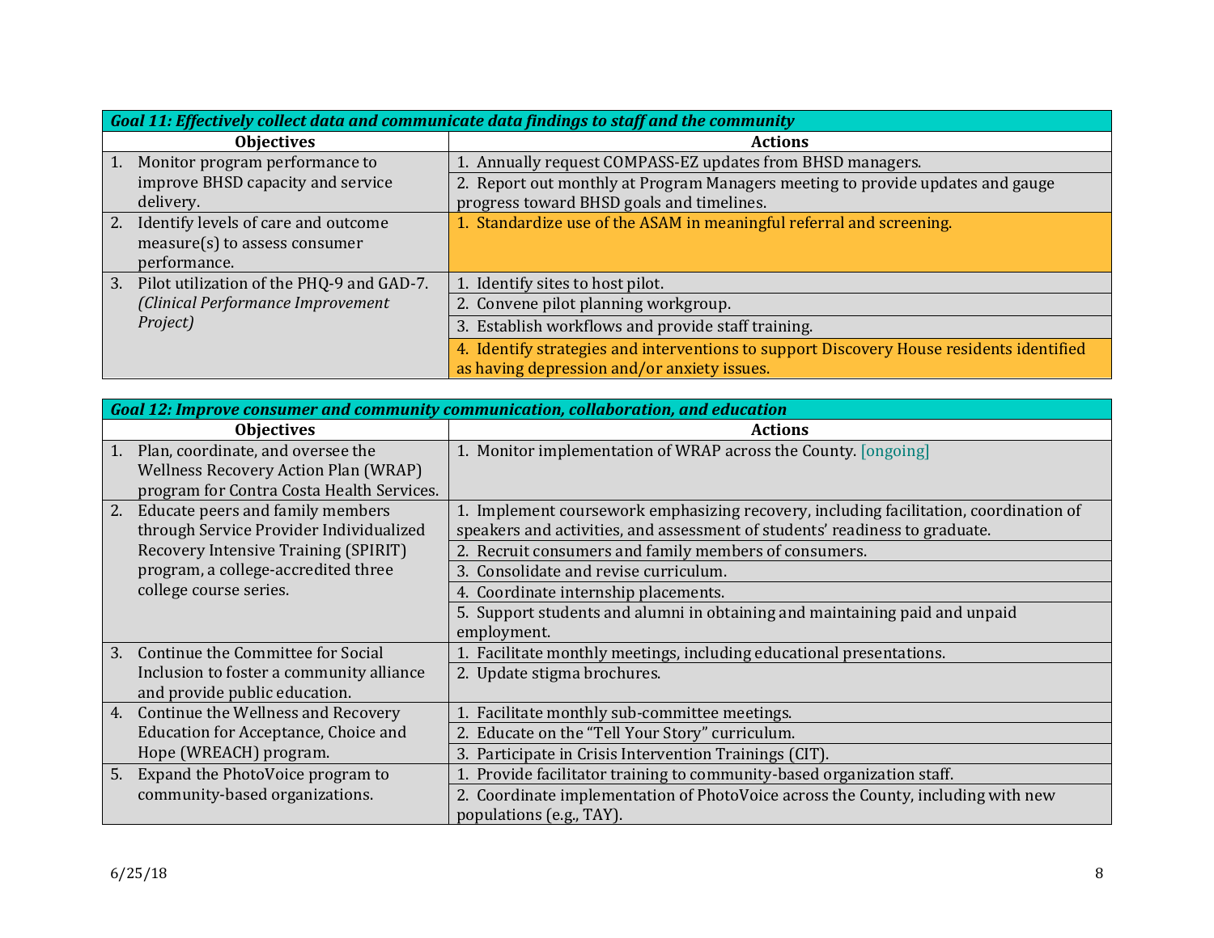| *Goal 11: Effectively collect data and communicate data findings to staff and the community* | |
|---|---|
| **Objectives** | **Actions** |
| 1. Monitor program performance to improve BHSD capacity and service delivery. | 1. Annually request COMPASS-EZ updates from BHSD managers. |
| | 2. Report out monthly at Program Managers meeting to provide updates and gauge progress toward BHSD goals and timelines. |
| 2. Identify levels of care and outcome measure(s) to assess consumer performance. | 1. Standardize use of the ASAM in meaningful referral and screening. |
| 3. Pilot utilization of the PHQ-9 and GAD-7. *(Clinical Performance Improvement Project)* | 1. Identify sites to host pilot. |
| | 2. Convene pilot planning workgroup. |
| | 3. Establish workflows and provide staff training. |
| | 4. Identify strategies and interventions to support Discovery House residents identified as having depression and/or anxiety issues. |

| *Goal 12: Improve consumer and community communication, collaboration, and education* | |
|---|---|
| **Objectives** | **Actions** |
| 1. Plan, coordinate, and oversee the Wellness Recovery Action Plan (WRAP) program for Contra Costa Health Services. | 1. Monitor implementation of WRAP across the County. [ongoing] |
| 2. Educate peers and family members through Service Provider Individualized Recovery Intensive Training (SPIRIT) program, a college-accredited three college course series. | 1. Implement coursework emphasizing recovery, including facilitation, coordination of speakers and activities, and assessment of students' readiness to graduate. |
| | 2. Recruit consumers and family members of consumers. |
| | 3. Consolidate and revise curriculum. |
| | 4. Coordinate internship placements. |
| | 5. Support students and alumni in obtaining and maintaining paid and unpaid employment. |
| 3. Continue the Committee for Social Inclusion to foster a community alliance and provide public education. | 1. Facilitate monthly meetings, including educational presentations. |
| | 2. Update stigma brochures. |
| 4. Continue the Wellness and Recovery Education for Acceptance, Choice and Hope (WREACH) program. | 1. Facilitate monthly sub-committee meetings. |
| | 2. Educate on the "Tell Your Story" curriculum. |
| | 3. Participate in Crisis Intervention Trainings (CIT). |
| 5. Expand the PhotoVoice program to community-based organizations. | 1. Provide facilitator training to community-based organization staff. |
| | 2. Coordinate implementation of PhotoVoice across the County, including with new populations (e.g., TAY). |

6/25/18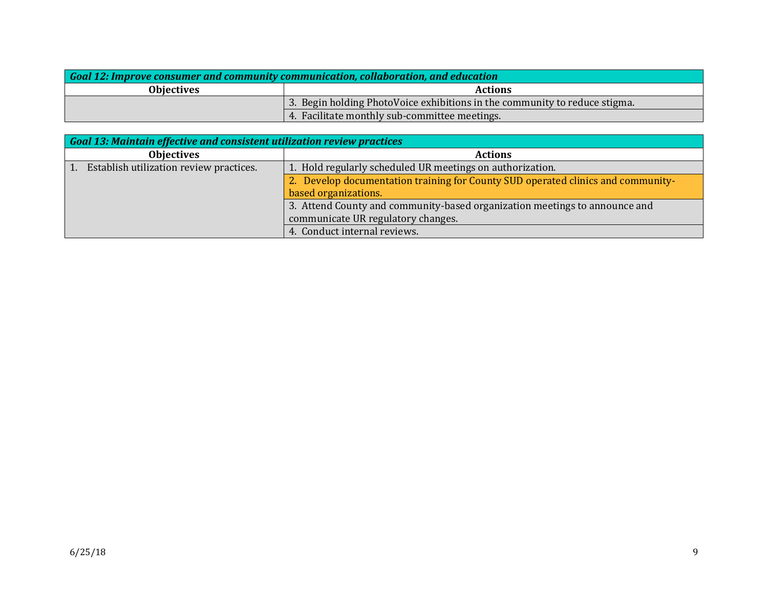| *Goal 12: Improve consumer and community communication, collaboration, and education* | |
|---|---|
| **Objectives** | **Actions** |
| | 3. Begin holding PhotoVoice exhibitions in the community to reduce stigma. |
| | 4. Facilitate monthly sub-committee meetings. |

| *Goal 13: Maintain effective and consistent utilization review practices* | |
|---|---|
| **Objectives** | **Actions** |
| 1. Establish utilization review practices. | 1. Hold regularly scheduled UR meetings on authorization. |
| | 2. Develop documentation training for County SUD operated clinics and community-based organizations. |
| | 3. Attend County and community-based organization meetings to announce and communicate UR regulatory changes. |
| | 4. Conduct internal reviews. |

6/25/18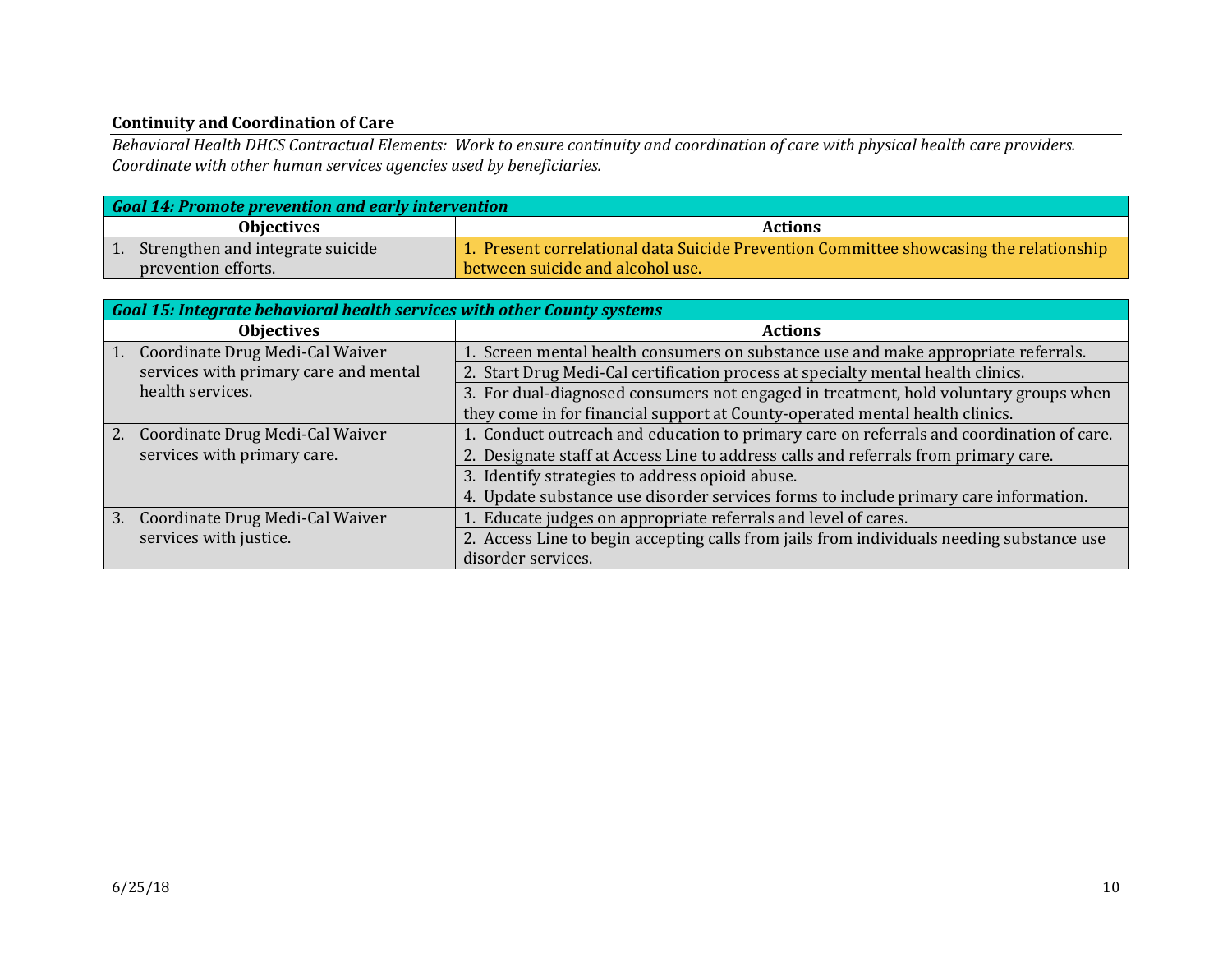**Continuity and Coordination of Care**

*Behavioral Health DHCS Contractual Elements: Work to ensure continuity and coordination of care with physical health care providers. Coordinate with other human services agencies used by beneficiaries.*

| ***Goal 14: Promote prevention and early intervention*** | |
|---|---|
| **Objectives** | **Actions** |
| 1. Strengthen and integrate suicide prevention efforts. | 1. Present correlational data Suicide Prevention Committee showcasing the relationship between suicide and alcohol use. |

| ***Goal 15: Integrate behavioral health services with other County systems*** | |
|---|---|
| **Objectives** | **Actions** |
| 1. Coordinate Drug Medi-Cal Waiver services with primary care and mental health services. | 1. Screen mental health consumers on substance use and make appropriate referrals. |
| | 2. Start Drug Medi-Cal certification process at specialty mental health clinics. |
| | 3. For dual-diagnosed consumers not engaged in treatment, hold voluntary groups when they come in for financial support at County-operated mental health clinics. |
| 2. Coordinate Drug Medi-Cal Waiver services with primary care. | 1. Conduct outreach and education to primary care on referrals and coordination of care. |
| | 2. Designate staff at Access Line to address calls and referrals from primary care. |
| | 3. Identify strategies to address opioid abuse. |
| | 4. Update substance use disorder services forms to include primary care information. |
| 3. Coordinate Drug Medi-Cal Waiver services with justice. | 1. Educate judges on appropriate referrals and level of cares. |
| | 2. Access Line to begin accepting calls from jails from individuals needing substance use disorder services. |

6/25/18